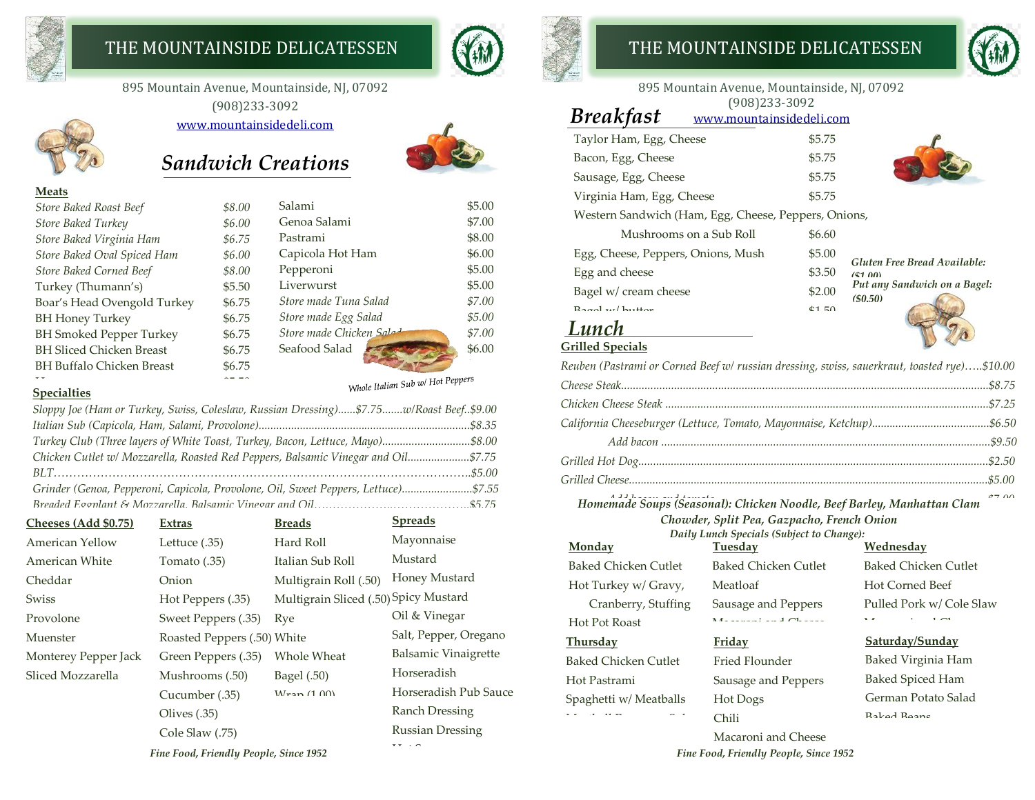# THE MOUNTAINSIDE DELICATESSEN

895 Mountain Avenue, Mountainside, NJ, 07092
(908)233-3092
www.mountainsidedeli.com

## *Sandwich Creations*

### Meats

| | |
|---|---|
| *Store Baked Roast Beef* | *$8.00* |
| *Store Baked Turkey* | *$6.00* |
| *Store Baked Virginia Ham* | *$6.75* |
| *Store Baked Oval Spiced Ham* | *$6.00* |
| *Store Baked Corned Beef* | *$8.00* |
| Turkey (Thumann's) | $5.50 |
| Boar's Head Ovengold Turkey | $6.75 |
| BH Honey Turkey | $6.75 |
| BH Smoked Pepper Turkey | $6.75 |
| BH Sliced Chicken Breast | $6.75 |
| BH Buffalo Chicken Breast | $6.75 |
| Salami | $5.00 |
| Genoa Salami | $7.00 |
| Pastrami | $8.00 |
| Capicola Hot Ham | $6.00 |
| Pepperoni | $5.00 |
| Liverwurst | $5.00 |
| *Store made Tuna Salad* | $7.00 |
| *Store made Egg Salad* | $5.00 |
| *Store made Chicken Salad* | $7.00 |
| Seafood Salad | $6.00 |

*Whole Italian Sub w/ Hot Peppers*

### Specialties

*Sloppy Joe (Ham or Turkey, Swiss, Coleslaw, Russian Dressing)......$7.75.......w/Roast Beef..$9.00*
*Italian Sub (Capicola, Ham, Salami, Provolone).......$8.35*
*Turkey Club (Three layers of White Toast, Turkey, Bacon, Lettuce, Mayo).......$8.00*
*Chicken Cutlet w/ Mozzarella, Roasted Red Peppers, Balsamic Vinegar and Oil.......$7.75*
*BLT.......$5.00*
*Grinder (Genoa, Pepperoni, Capicola, Provolone, Oil, Sweet Peppers, Lettuce).......$7.55*
*Breaded Eggplant & Mozzarella, Balsamic Vinegar and Oil.......$5.75*

| Cheeses (Add $0.75) | Extras | Breads | Spreads |
|---|---|---|---|
| American Yellow | Lettuce (.35) | Hard Roll | Mayonnaise |
| American White | Tomato (.35) | Italian Sub Roll | Mustard |
| Cheddar | Onion | Multigrain Roll (.50) | Honey Mustard |
| Swiss | Hot Peppers (.35) | Multigrain Sliced (.50) | Spicy Mustard |
| Provolone | Sweet Peppers (.35) | Rye | Oil & Vinegar |
| Muenster | Roasted Peppers (.50) | White | Salt, Pepper, Oregano |
| Monterey Pepper Jack | Green Peppers (.35) | Whole Wheat | Balsamic Vinaigrette |
| Sliced Mozzarella | Mushrooms (.50) | Bagel (.50) | Horseradish |
| | Cucumber (.35) | Wrap (1.00) | Horseradish Pub Sauce |
| | Olives (.35) | | Ranch Dressing |
| | Cole Slaw (.75) | | Russian Dressing |

*Fine Food, Friendly People, Since 1952*

# THE MOUNTAINSIDE DELICATESSEN

895 Mountain Avenue, Mountainside, NJ, 07092
(908)233-3092
www.mountainsidedeli.com

## *Breakfast*

| | |
|---|---|
| Taylor Ham, Egg, Cheese | $5.75 |
| Bacon, Egg, Cheese | $5.75 |
| Sausage, Egg, Cheese | $5.75 |
| Virginia Ham, Egg, Cheese | $5.75 |
| Western Sandwich (Ham, Egg, Cheese, Peppers, Onions, Mushrooms on a Sub Roll | $6.60 |
| Egg, Cheese, Peppers, Onions, Mush | $5.00 |
| Egg and cheese | $3.50 |
| Bagel w/ cream cheese | $2.00 |
| Bagel w/ butter | $1.50 |

***Gluten Free Bread Available: ($1.00)***

***Put any Sandwich on a Bagel: ($0.50)***

## *Lunch*

### Grilled Specials

*Reuben (Pastrami or Corned Beef w/ russian dressing, swiss, sauerkraut, toasted rye).....$10.00*
*Cheese Steak.......$8.75*
*Chicken Cheese Steak.......$7.25*
*California Cheeseburger (Lettuce, Tomato, Mayonnaise, Ketchup).......$6.50*
*Add bacon.......$9.50*
*Grilled Hot Dog.......$2.50*
*Grilled Cheese.......$5.00*
*Add bacon and tomato.......$7.00*

***Homemade Soups (Seasonal): Chicken Noodle, Beef Barley, Manhattan Clam Chowder, Split Pea, Gazpacho, French Onion***

***Daily Lunch Specials (Subject to Change):***

| Monday | Tuesday | Wednesday |
|---|---|---|
| Baked Chicken Cutlet | Baked Chicken Cutlet | Baked Chicken Cutlet |
| Hot Turkey w/ Gravy, Cranberry, Stuffing | Meatloaf | Hot Corned Beef |
| Hot Pot Roast | Sausage and Peppers | Pulled Pork w/ Cole Slaw |
| | Macaroni and Cheese | Macaroni and Cheese |

| Thursday | Friday | Saturday/Sunday |
|---|---|---|
| Baked Chicken Cutlet | Fried Flounder | Baked Virginia Ham |
| Hot Pastrami | Sausage and Peppers | Baked Spiced Ham |
| Spaghetti w/ Meatballs | Hot Dogs | German Potato Salad |
| Meatball Parmesan Sub | Chili | Baked Beans |
| | Macaroni and Cheese | |

*Fine Food, Friendly People, Since 1952*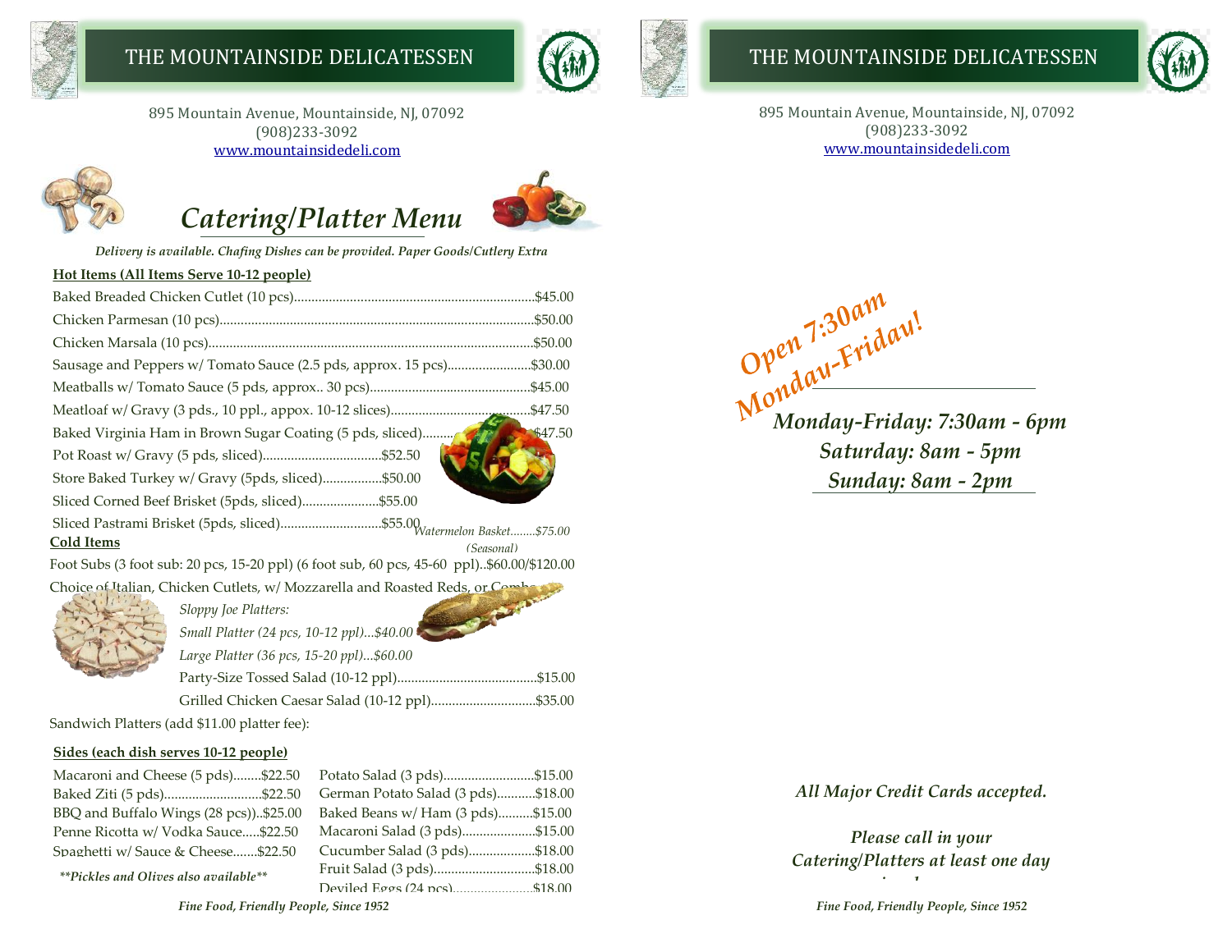# THE MOUNTAINSIDE DELICATESSEN

895 Mountain Avenue, Mountainside, NJ, 07092
(908)233-3092
www.mountainsidedeli.com

## *Catering/Platter Menu*

***Delivery is available. Chafing Dishes can be provided. Paper Goods/Cutlery Extra***

**Hot Items (All Items Serve 10-12 people)**

- Baked Breaded Chicken Cutlet (10 pcs)........$45.00
- Chicken Parmesan (10 pcs)........$50.00
- Chicken Marsala (10 pcs)........$50.00
- Sausage and Peppers w/ Tomato Sauce (2.5 pds, approx. 15 pcs)........$30.00
- Meatballs w/ Tomato Sauce (5 pds, approx.. 30 pcs)........$45.00
- Meatloaf w/ Gravy (3 pds., 10 ppl., appox. 10-12 slices)........$47.50
- Baked Virginia Ham in Brown Sugar Coating (5 pds, sliced)........$47.50
- Pot Roast w/ Gravy (5 pds, sliced)........$52.50
- Store Baked Turkey w/ Gravy (5pds, sliced)........$50.00
- Sliced Corned Beef Brisket (5pds, sliced)........$55.00
- Sliced Pastrami Brisket (5pds, sliced)........$55.00

*Watermelon Basket........$75.00 (Seasonal)*

**Cold Items**

Foot Subs (3 foot sub: 20 pcs, 15-20 ppl) (6 foot sub, 60 pcs, 45-60 ppl)..$60.00/$120.00

Choice of Italian, Chicken Cutlets, w/ Mozzarella and Roasted Reds, or Combo

Sandwich Platters (add $11.00 platter fee):

*Sloppy Joe Platters:*

*Small Platter (24 pcs, 10-12 ppl)...$40.00*

*Large Platter (36 pcs, 15-20 ppl)...$60.00*

- Party-Size Tossed Salad (10-12 ppl)........$15.00
- Grilled Chicken Caesar Salad (10-12 ppl)........$35.00

**Sides (each dish serves 10-12 people)**

- Macaroni and Cheese (5 pds)........$22.50
- Baked Ziti (5 pds)........$22.50
- BBQ and Buffalo Wings (28 pcs))..$25.00
- Penne Ricotta w/ Vodka Sauce.....$22.50
- Spaghetti w/ Sauce & Cheese.......$22.50

***Pickles and Olives also available***

- Potato Salad (3 pds)........$15.00
- German Potato Salad (3 pds)........$18.00
- Baked Beans w/ Ham (3 pds)........$15.00
- Macaroni Salad (3 pds)........$15.00
- Cucumber Salad (3 pds)........$18.00
- Fruit Salad (3 pds)........$18.00
- Deviled Eggs (24 pcs)........$18.00

***Fine Food, Friendly People, Since 1952***

# THE MOUNTAINSIDE DELICATESSEN

895 Mountain Avenue, Mountainside, NJ, 07092
(908)233-3092
www.mountainsidedeli.com

*Open 7:30am Monday-Friday!*

***Monday-Friday: 7:30am - 6pm***
***Saturday: 8am - 5pm***
***Sunday: 8am - 2pm***

***All Major Credit Cards accepted.***

***Please call in your Catering/Platters at least one day in advance.***

***Fine Food, Friendly People, Since 1952***